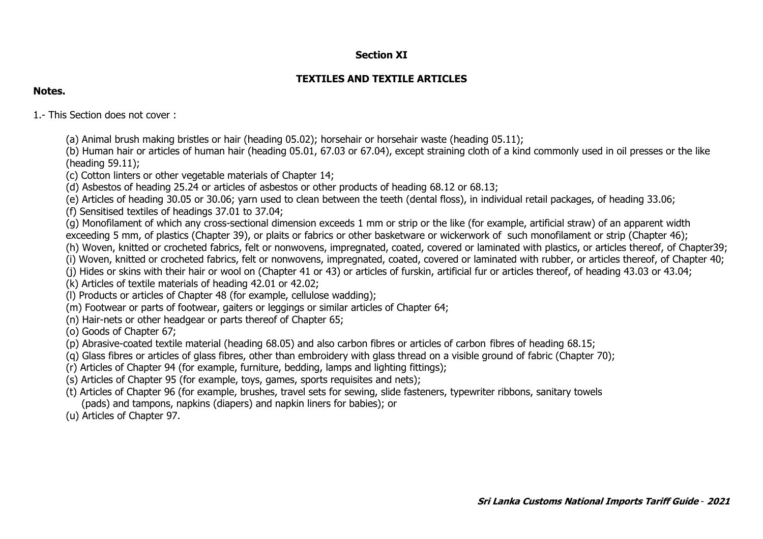# Section XI

## TEXTILES AND TEXTILE ARTICLES

**Notes.**

1.- This Section does not cover :

(a) Animal brush making bristles or hair (heading 05.02); horsehair or horsehair waste (heading 05.11);

(b) Human hair or articles of human hair (heading 05.01, 67.03 or 67.04), except straining cloth of a kind commonly used in oil presses or the like (heading 59.11);

(c) Cotton linters or other vegetable materials of Chapter 14;

(d) Asbestos of heading 25.24 or articles of asbestos or other products of heading 68.12 or 68.13;

(e) Articles of heading 30.05 or 30.06; yarn used to clean between the teeth (dental floss), in individual retail packages, of heading 33.06;

(f) Sensitised textiles of headings 37.01 to 37.04;

(g) Monofilament of which any cross-sectional dimension exceeds 1 mm or strip or the like (for example, artificial straw) of an apparent width exceeding 5 mm, of plastics (Chapter 39), or plaits or fabrics or other basketware or wickerwork of such monofilament or strip (Chapter 46);

(h) Woven, knitted or crocheted fabrics, felt or nonwovens, impregnated, coated, covered or laminated with plastics, or articles thereof, of Chapter39;

(i) Woven, knitted or crocheted fabrics, felt or nonwovens, impregnated, coated, covered or laminated with rubber, or articles thereof, of Chapter 40;

(j) Hides or skins with their hair or wool on (Chapter 41 or 43) or articles of furskin, artificial fur or articles thereof, of heading 43.03 or 43.04;

(k) Articles of textile materials of heading 42.01 or 42.02;

(l) Products or articles of Chapter 48 (for example, cellulose wadding);

(m) Footwear or parts of footwear, gaiters or leggings or similar articles of Chapter 64;

(n) Hair-nets or other headgear or parts thereof of Chapter 65;

(o) Goods of Chapter 67;

(p) Abrasive-coated textile material (heading 68.05) and also carbon fibres or articles of carbon fibres of heading 68.15;

(q) Glass fibres or articles of glass fibres, other than embroidery with glass thread on a visible ground of fabric (Chapter 70);

(r) Articles of Chapter 94 (for example, furniture, bedding, lamps and lighting fittings);

(s) Articles of Chapter 95 (for example, toys, games, sports requisites and nets);

(t) Articles of Chapter 96 (for example, brushes, travel sets for sewing, slide fasteners, typewriter ribbons, sanitary towels (pads) and tampons, napkins (diapers) and napkin liners for babies); or

(u) Articles of Chapter 97.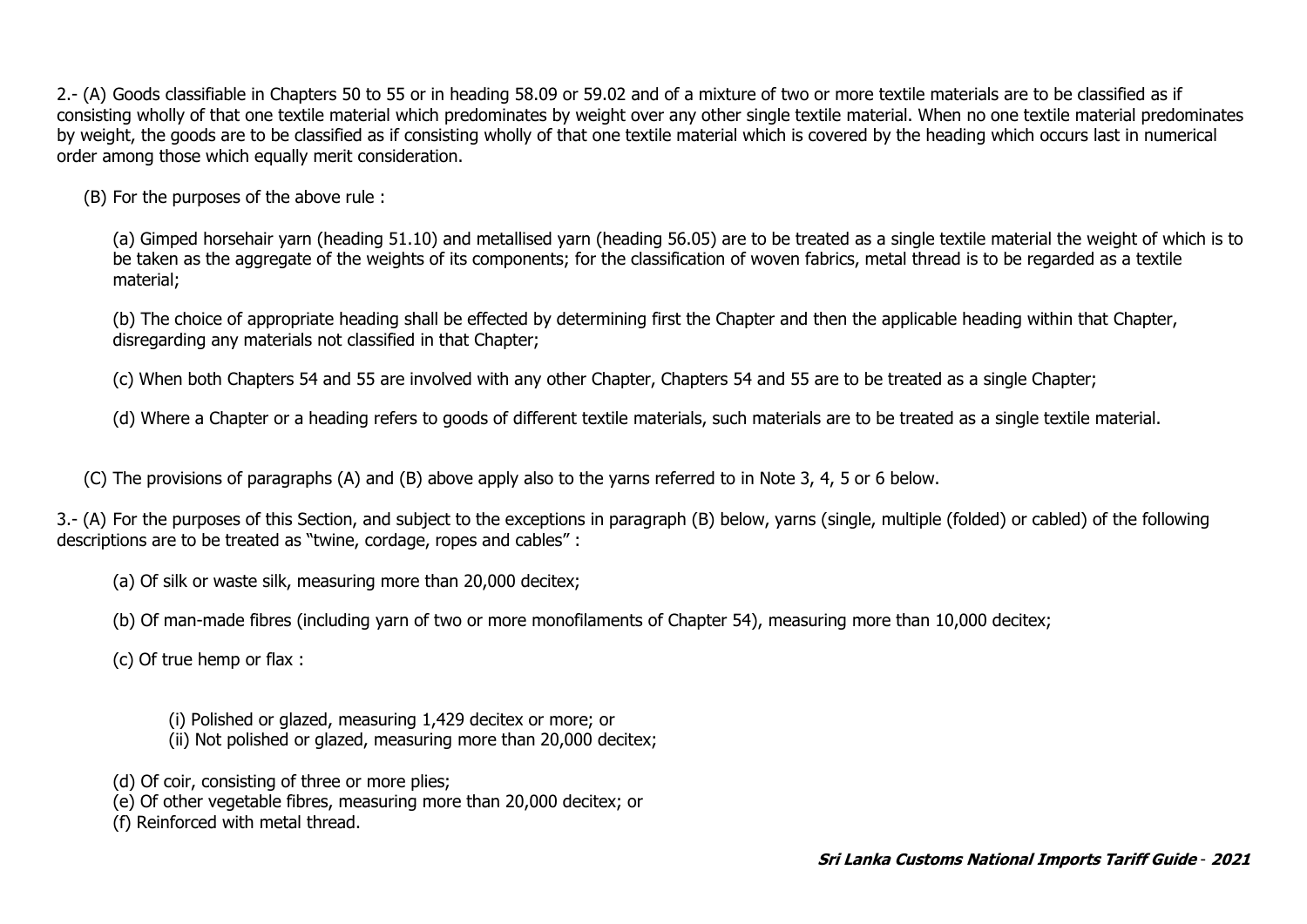2.- (A) Goods classifiable in Chapters 50 to 55 or in heading 58.09 or 59.02 and of a mixture of two or more textile materials are to be classified as if consisting wholly of that one textile material which predominates by weight over any other single textile material. When no one textile material predominates by weight, the goods are to be classified as if consisting wholly of that one textile material which is covered by the heading which occurs last in numerical order among those which equally merit consideration.

(B) For the purposes of the above rule :

(a) Gimped horsehair yarn (heading 51.10) and metallised yarn (heading 56.05) are to be treated as a single textile material the weight of which is to be taken as the aggregate of the weights of its components; for the classification of woven fabrics, metal thread is to be regarded as a textile material;

(b) The choice of appropriate heading shall be effected by determining first the Chapter and then the applicable heading within that Chapter, disregarding any materials not classified in that Chapter;

(c) When both Chapters 54 and 55 are involved with any other Chapter, Chapters 54 and 55 are to be treated as a single Chapter;

(d) Where a Chapter or a heading refers to goods of different textile materials, such materials are to be treated as a single textile material.

(C) The provisions of paragraphs (A) and (B) above apply also to the yarns referred to in Note 3, 4, 5 or 6 below.

3.- (A) For the purposes of this Section, and subject to the exceptions in paragraph (B) below, yarns (single, multiple (folded) or cabled) of the following descriptions are to be treated as "twine, cordage, ropes and cables" :

(a) Of silk or waste silk, measuring more than 20,000 decitex;

(b) Of man-made fibres (including yarn of two or more monofilaments of Chapter 54), measuring more than 10,000 decitex;

(c) Of true hemp or flax :

(i) Polished or glazed, measuring 1,429 decitex or more; or
(ii) Not polished or glazed, measuring more than 20,000 decitex;

(d) Of coir, consisting of three or more plies;
(e) Of other vegetable fibres, measuring more than 20,000 decitex; or
(f) Reinforced with metal thread.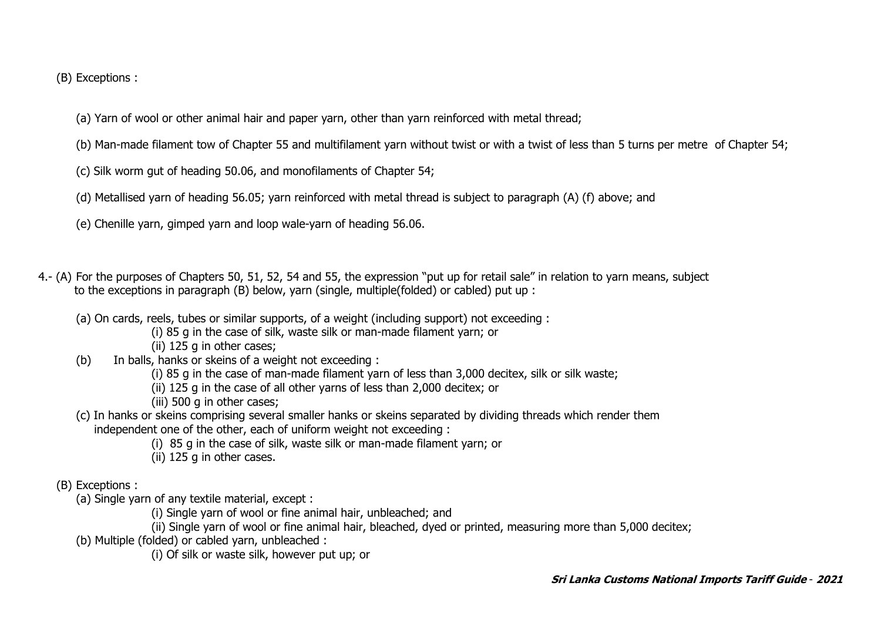(B) Exceptions :

(a) Yarn of wool or other animal hair and paper yarn, other than yarn reinforced with metal thread;

(b) Man-made filament tow of Chapter 55 and multifilament yarn without twist or with a twist of less than 5 turns per metre of Chapter 54;

(c) Silk worm gut of heading 50.06, and monofilaments of Chapter 54;

(d) Metallised yarn of heading 56.05; yarn reinforced with metal thread is subject to paragraph (A) (f) above; and

(e) Chenille yarn, gimped yarn and loop wale-yarn of heading 56.06.

4.- (A) For the purposes of Chapters 50, 51, 52, 54 and 55, the expression "put up for retail sale" in relation to yarn means, subject to the exceptions in paragraph (B) below, yarn (single, multiple(folded) or cabled) put up :

(a) On cards, reels, tubes or similar supports, of a weight (including support) not exceeding :
   - (i) 85 g in the case of silk, waste silk or man-made filament yarn; or
   - (ii) 125 g in other cases;

(b) In balls, hanks or skeins of a weight not exceeding :
   - (i) 85 g in the case of man-made filament yarn of less than 3,000 decitex, silk or silk waste;
   - (ii) 125 g in the case of all other yarns of less than 2,000 decitex; or
   - (iii) 500 g in other cases;

(c) In hanks or skeins comprising several smaller hanks or skeins separated by dividing threads which render them independent one of the other, each of uniform weight not exceeding :
   - (i) 85 g in the case of silk, waste silk or man-made filament yarn; or
   - (ii) 125 g in other cases.

(B) Exceptions :

(a) Single yarn of any textile material, except :
   - (i) Single yarn of wool or fine animal hair, unbleached; and
   - (ii) Single yarn of wool or fine animal hair, bleached, dyed or printed, measuring more than 5,000 decitex;

(b) Multiple (folded) or cabled yarn, unbleached :
   - (i) Of silk or waste silk, however put up; or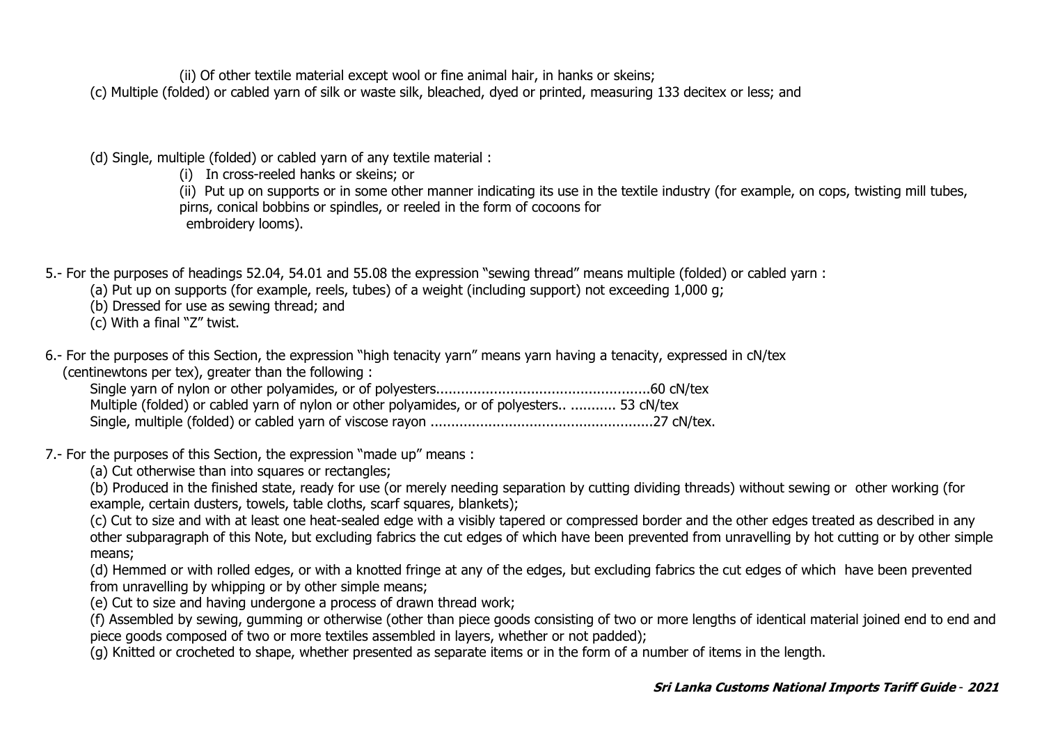(ii) Of other textile material except wool or fine animal hair, in hanks or skeins;

(c) Multiple (folded) or cabled yarn of silk or waste silk, bleached, dyed or printed, measuring 133 decitex or less; and

(d) Single, multiple (folded) or cabled yarn of any textile material :

(i) In cross-reeled hanks or skeins; or

(ii) Put up on supports or in some other manner indicating its use in the textile industry (for example, on cops, twisting mill tubes, pirns, conical bobbins or spindles, or reeled in the form of cocoons for embroidery looms).

5.- For the purposes of headings 52.04, 54.01 and 55.08 the expression "sewing thread" means multiple (folded) or cabled yarn :

(a) Put up on supports (for example, reels, tubes) of a weight (including support) not exceeding 1,000 g;

(b) Dressed for use as sewing thread; and

(c) With a final "Z" twist.

6.- For the purposes of this Section, the expression "high tenacity yarn" means yarn having a tenacity, expressed in cN/tex (centinewtons per tex), greater than the following :

Single yarn of nylon or other polyamides, or of polyesters....................................................60 cN/tex

Multiple (folded) or cabled yarn of nylon or other polyamides, or of polyesters.. ........... 53 cN/tex

Single, multiple (folded) or cabled yarn of viscose rayon ......................................................27 cN/tex.

7.- For the purposes of this Section, the expression "made up" means :

(a) Cut otherwise than into squares or rectangles;

(b) Produced in the finished state, ready for use (or merely needing separation by cutting dividing threads) without sewing or other working (for example, certain dusters, towels, table cloths, scarf squares, blankets);

(c) Cut to size and with at least one heat-sealed edge with a visibly tapered or compressed border and the other edges treated as described in any other subparagraph of this Note, but excluding fabrics the cut edges of which have been prevented from unravelling by hot cutting or by other simple means;

(d) Hemmed or with rolled edges, or with a knotted fringe at any of the edges, but excluding fabrics the cut edges of which have been prevented from unravelling by whipping or by other simple means;

(e) Cut to size and having undergone a process of drawn thread work;

(f) Assembled by sewing, gumming or otherwise (other than piece goods consisting of two or more lengths of identical material joined end to end and piece goods composed of two or more textiles assembled in layers, whether or not padded);

(g) Knitted or crocheted to shape, whether presented as separate items or in the form of a number of items in the length.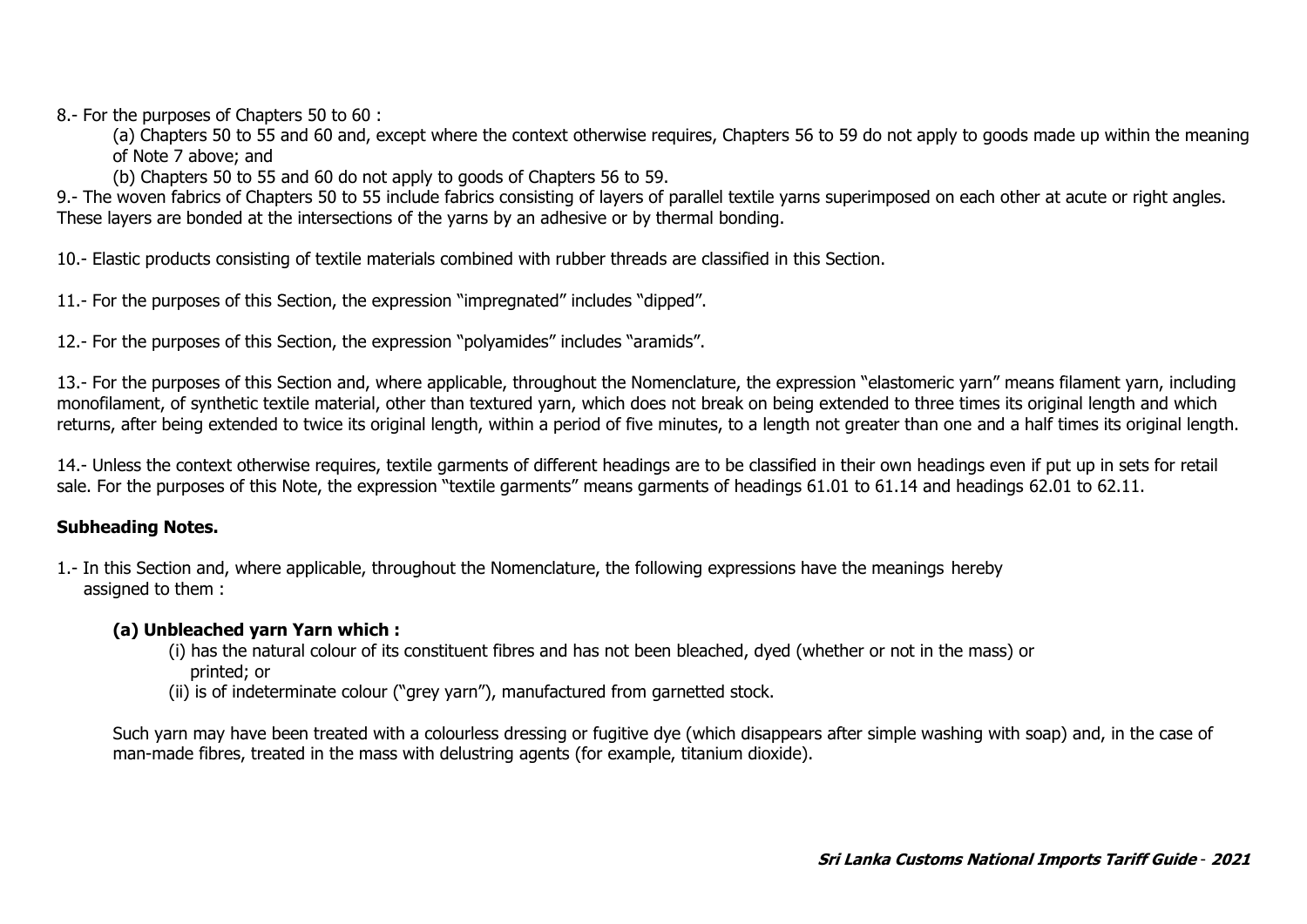8.- For the purposes of Chapters 50 to 60 :

(a) Chapters 50 to 55 and 60 and, except where the context otherwise requires, Chapters 56 to 59 do not apply to goods made up within the meaning of Note 7 above; and

(b) Chapters 50 to 55 and 60 do not apply to goods of Chapters 56 to 59.

9.- The woven fabrics of Chapters 50 to 55 include fabrics consisting of layers of parallel textile yarns superimposed on each other at acute or right angles. These layers are bonded at the intersections of the yarns by an adhesive or by thermal bonding.

10.- Elastic products consisting of textile materials combined with rubber threads are classified in this Section.

11.- For the purposes of this Section, the expression "impregnated" includes "dipped".

12.- For the purposes of this Section, the expression "polyamides" includes "aramids".

13.- For the purposes of this Section and, where applicable, throughout the Nomenclature, the expression "elastomeric yarn" means filament yarn, including monofilament, of synthetic textile material, other than textured yarn, which does not break on being extended to three times its original length and which returns, after being extended to twice its original length, within a period of five minutes, to a length not greater than one and a half times its original length.

14.- Unless the context otherwise requires, textile garments of different headings are to be classified in their own headings even if put up in sets for retail sale. For the purposes of this Note, the expression "textile garments" means garments of headings 61.01 to 61.14 and headings 62.01 to 62.11.

**Subheading Notes.**

1.- In this Section and, where applicable, throughout the Nomenclature, the following expressions have the meanings hereby assigned to them :

**(a) Unbleached yarn Yarn which :**

(i) has the natural colour of its constituent fibres and has not been bleached, dyed (whether or not in the mass) or printed; or

(ii) is of indeterminate colour ("grey yarn"), manufactured from garnetted stock.

Such yarn may have been treated with a colourless dressing or fugitive dye (which disappears after simple washing with soap) and, in the case of man-made fibres, treated in the mass with delustring agents (for example, titanium dioxide).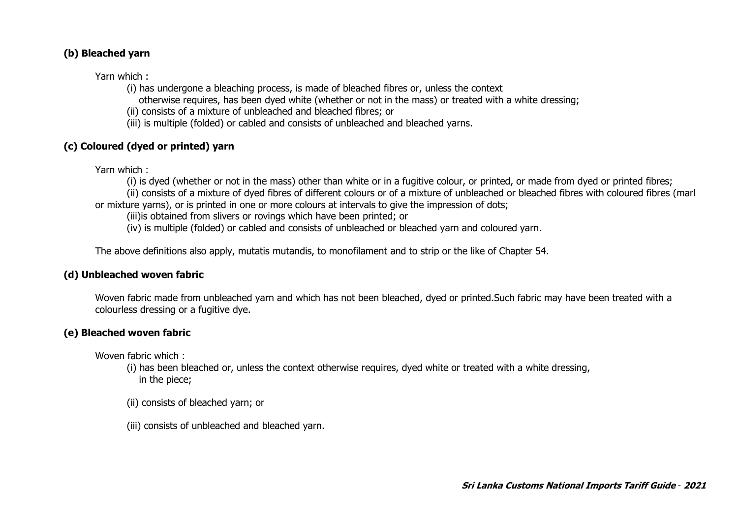**(b) Bleached yarn**

Yarn which :

(i) has undergone a bleaching process, is made of bleached fibres or, unless the context otherwise requires, has been dyed white (whether or not in the mass) or treated with a white dressing;

(ii) consists of a mixture of unbleached and bleached fibres; or

(iii) is multiple (folded) or cabled and consists of unbleached and bleached yarns.

**(c) Coloured (dyed or printed) yarn**

Yarn which :

(i) is dyed (whether or not in the mass) other than white or in a fugitive colour, or printed, or made from dyed or printed fibres;

(ii) consists of a mixture of dyed fibres of different colours or of a mixture of unbleached or bleached fibres with coloured fibres (marl or mixture yarns), or is printed in one or more colours at intervals to give the impression of dots;

(iii)is obtained from slivers or rovings which have been printed; or

(iv) is multiple (folded) or cabled and consists of unbleached or bleached yarn and coloured yarn.

The above definitions also apply, mutatis mutandis, to monofilament and to strip or the like of Chapter 54.

**(d) Unbleached woven fabric**

Woven fabric made from unbleached yarn and which has not been bleached, dyed or printed.Such fabric may have been treated with a colourless dressing or a fugitive dye.

**(e) Bleached woven fabric**

Woven fabric which :

(i) has been bleached or, unless the context otherwise requires, dyed white or treated with a white dressing, in the piece;

(ii) consists of bleached yarn; or

(iii) consists of unbleached and bleached yarn.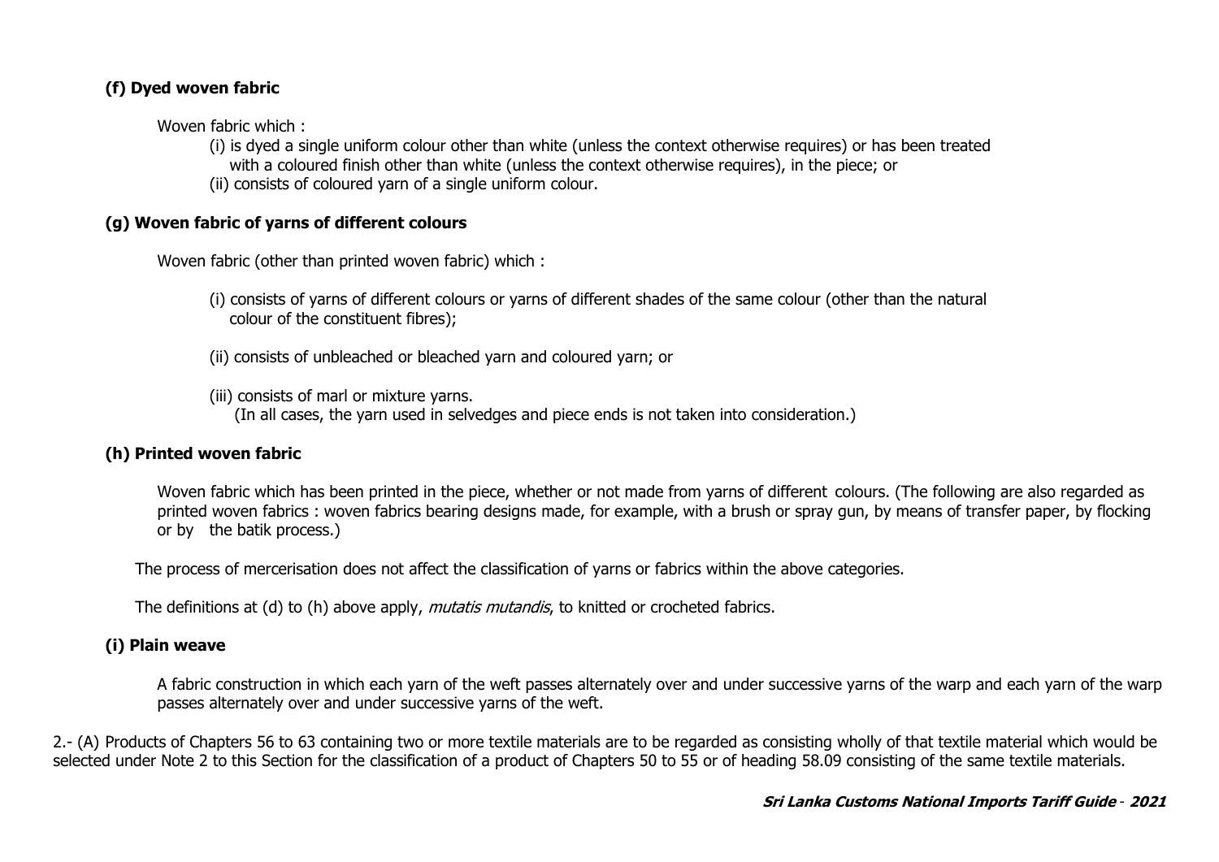**(f) Dyed woven fabric**

Woven fabric which :

(i) is dyed a single uniform colour other than white (unless the context otherwise requires) or has been treated with a coloured finish other than white (unless the context otherwise requires), in the piece; or

(ii) consists of coloured yarn of a single uniform colour.

**(g) Woven fabric of yarns of different colours**

Woven fabric (other than printed woven fabric) which :

(i) consists of yarns of different colours or yarns of different shades of the same colour (other than the natural colour of the constituent fibres);

(ii) consists of unbleached or bleached yarn and coloured yarn; or

(iii) consists of marl or mixture yarns.
(In all cases, the yarn used in selvedges and piece ends is not taken into consideration.)

**(h) Printed woven fabric**

Woven fabric which has been printed in the piece, whether or not made from yarns of different colours. (The following are also regarded as printed woven fabrics : woven fabrics bearing designs made, for example, with a brush or spray gun, by means of transfer paper, by flocking or by the batik process.)

The process of mercerisation does not affect the classification of yarns or fabrics within the above categories.

The definitions at (d) to (h) above apply, *mutatis mutandis*, to knitted or crocheted fabrics.

**(i) Plain weave**

A fabric construction in which each yarn of the weft passes alternately over and under successive yarns of the warp and each yarn of the warp passes alternately over and under successive yarns of the weft.

2.- (A) Products of Chapters 56 to 63 containing two or more textile materials are to be regarded as consisting wholly of that textile material which would be selected under Note 2 to this Section for the classification of a product of Chapters 50 to 55 or of heading 58.09 consisting of the same textile materials.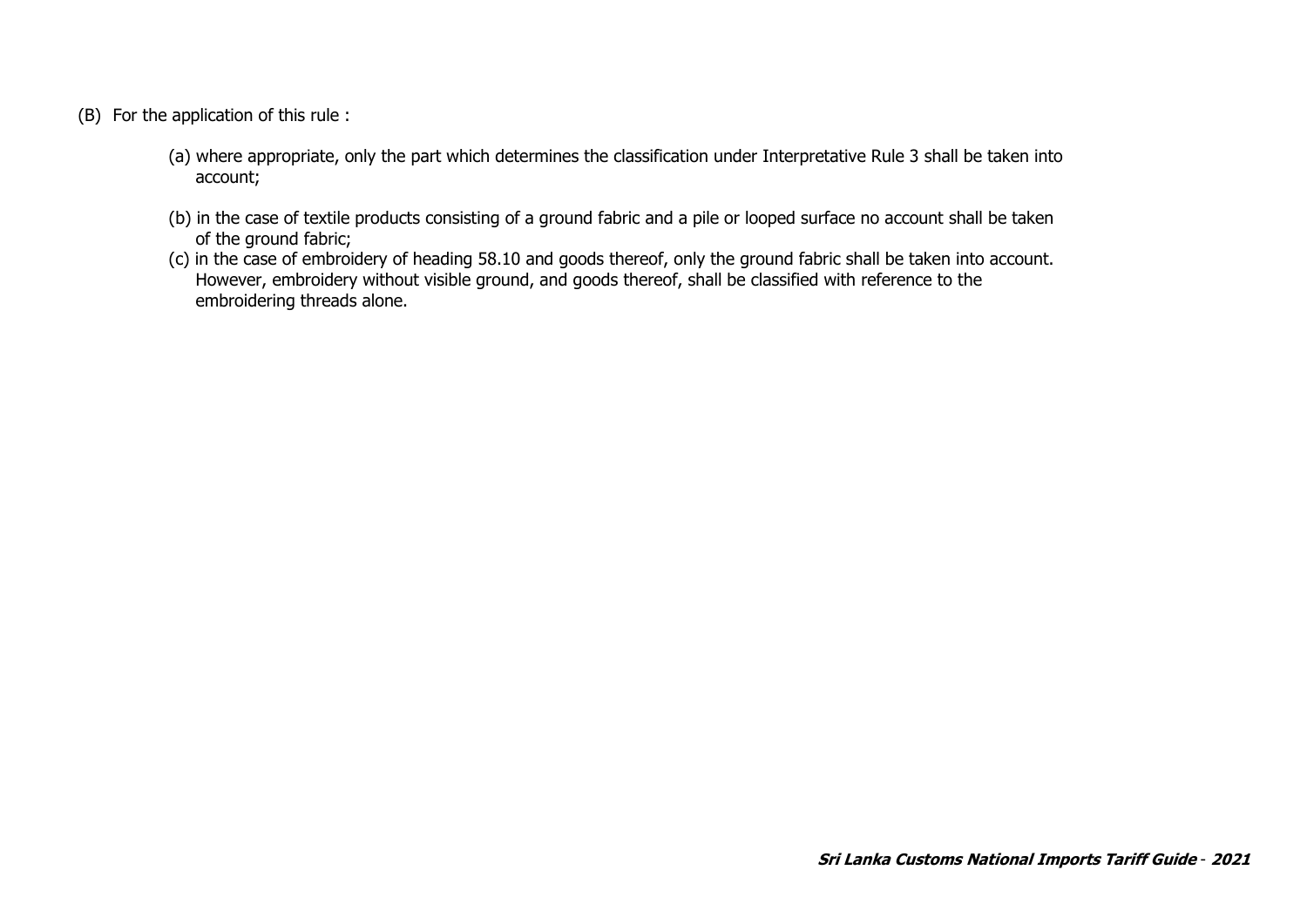(B) For the application of this rule :

(a) where appropriate, only the part which determines the classification under Interpretative Rule 3 shall be taken into account;

(b) in the case of textile products consisting of a ground fabric and a pile or looped surface no account shall be taken of the ground fabric;

(c) in the case of embroidery of heading 58.10 and goods thereof, only the ground fabric shall be taken into account. However, embroidery without visible ground, and goods thereof, shall be classified with reference to the embroidering threads alone.